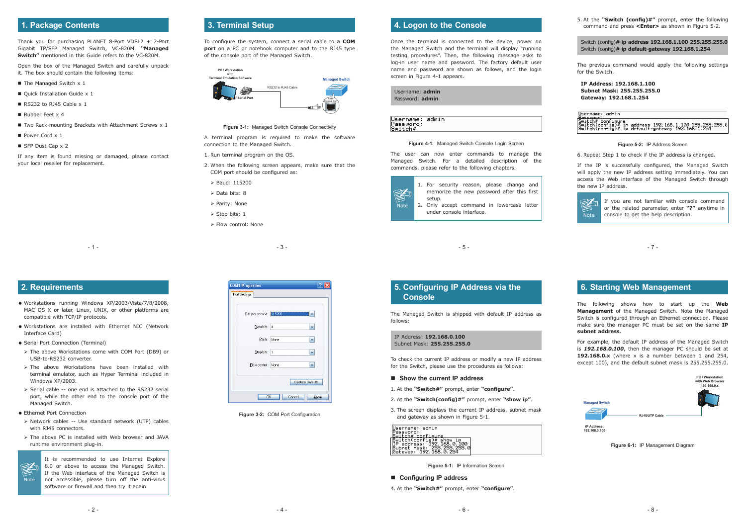## 1. Package Contents

Thank you for purchasing PLANET 8-Port VDSL2 + 2-Port Gigabit TP/SFP Managed Switch, VC-820M. **"Managed Switch"** mentioned in this Guide refers to the VC-820M.

Open the box of the Managed Switch and carefully unpack it. The box should contain the following items:

- The Managed Switch x 1
- Quick Installation Guide x 1
- RS232 to RJ45 Cable x 1
- Rubber Feet x 4
- Two Rack-mounting Brackets with Attachment Screws x 1
- Power Cord x 1
- SFP Dust Cap x 2

If any item is found missing or damaged, please contact your local reseller for replacement.

## 2. Requirements

- Workstations running Windows XP/2003/Vista/7/8/2008, MAC OS X or later, Linux, UNIX, or other platforms are compatible with TCP/IP protocols.
- Workstations are installed with Ethernet NIC (Network Interface Card)
- Serial Port Connection (Terminal)
  - The above Workstations come with COM Port (DB9) or USB-to-RS232 converter.
  - The above Workstations have been installed with terminal emulator, such as Hyper Terminal included in Windows XP/2003.
  - Serial cable -- one end is attached to the RS232 serial port, while the other end to the console port of the Managed Switch.
- Ethernet Port Connection
  - Network cables -- Use standard network (UTP) cables with RJ45 connectors.
  - The above PC is installed with Web browser and JAVA runtime environment plug-in.

> **Note:** It is recommended to use Internet Explore 8.0 or above to access the Managed Switch. If the Web interface of the Managed Switch is not accessible, please turn off the anti-virus software or firewall and then try it again.

## 3. Terminal Setup

To configure the system, connect a serial cable to a **COM port** on a PC or notebook computer and to the RJ45 type of the console port of the Managed Switch.

**Figure 3-1:** Managed Switch Console Connectivity

A terminal program is required to make the software connection to the Managed Switch.

1. Run terminal program on the OS.
2. When the following screen appears, make sure that the COM port should be configured as:
   - Baud: 115200
   - Data bits: 8
   - Parity: None
   - Stop bits: 1
   - Flow control: None

**Figure 3-2:** COM Port Configuration

## 4. Logon to the Console

Once the terminal is connected to the device, power on the Managed Switch and the terminal will display "running testing procedures". Then, the following message asks to log-in user name and password. The factory default user name and password are shown as follows, and the login screen in Figure 4-1 appears.

Username: **admin**
Password: **admin**

```
Username: admin
Password:
Switch#
```

**Figure 4-1:** Managed Switch Console Login Screen

The user can now enter commands to manage the Managed Switch. For a detailed description of the commands, please refer to the following chapters.

> **Note:**
> 1. For security reason, please change and memorize the new password after this first setup.
> 2. Only accept command in lowercase letter under console interface.

## 5. Configuring IP Address via the Console

The Managed Switch is shipped with default IP address as follows:

IP Address: **192.168.0.100**
Subnet Mask: **255.255.255.0**

To check the current IP address or modify a new IP address for the Switch, please use the procedures as follows:

### Show the current IP address

1. At the **"Switch#"** prompt, enter **"configure"**.
2. At the **"Switch(config)#"** prompt, enter **"show ip"**.
3. The screen displays the current IP address, subnet mask and gateway as shown in Figure 5-1.

```
Username: admin
Password:
Switch# configure
Switch(config)# show ip
IP address: 192.168.0.100
Subnet mask: 255.255.255.0
Gateway: 192.168.0.254
```

**Figure 5-1:** IP Information Screen

### Configuring IP address

4. At the **"Switch#"** prompt, enter **"configure"**.
5. At the **"Switch (config)#"** prompt, enter the following command and press **<Enter>** as shown in Figure 5-2.

Switch (config)# **ip address 192.168.1.100 255.255.255.0**
Switch (config)# **ip default-gateway 192.168.1.254**

The previous command would apply the following settings for the Switch.

**IP Address: 192.168.1.100**
**Subnet Mask: 255.255.255.0**
**Gateway: 192.168.1.254**

```
Username: admin
Password:
Switch# configure
Switch(config)# ip address 192.168.1.100 255.255.255.0
Switch(config)# ip default-gateway 192.168.1.254
```

**Figure 5-2:** IP Address Screen

6. Repeat Step 1 to check if the IP address is changed.

If the IP is successfully configured, the Managed Switch will apply the new IP address setting immediately. You can access the Web interface of the Managed Switch through the new IP address.

> **Note:** If you are not familiar with console command or the related parameter, enter **"?"** anytime in console to get the help description.

## 6. Starting Web Management

The following shows how to start up the **Web Management** of the Managed Switch. Note the Managed Switch is configured through an Ethernet connection. Please make sure the manager PC must be set on the same **IP subnet address**.

For example, the default IP address of the Managed Switch is ***192.168.0.100***, then the manager PC should be set at **192.168.0.x** (where x is a number between 1 and 254, except 100), and the default subnet mask is 255.255.255.0.

**Figure 6-1:** IP Management Diagram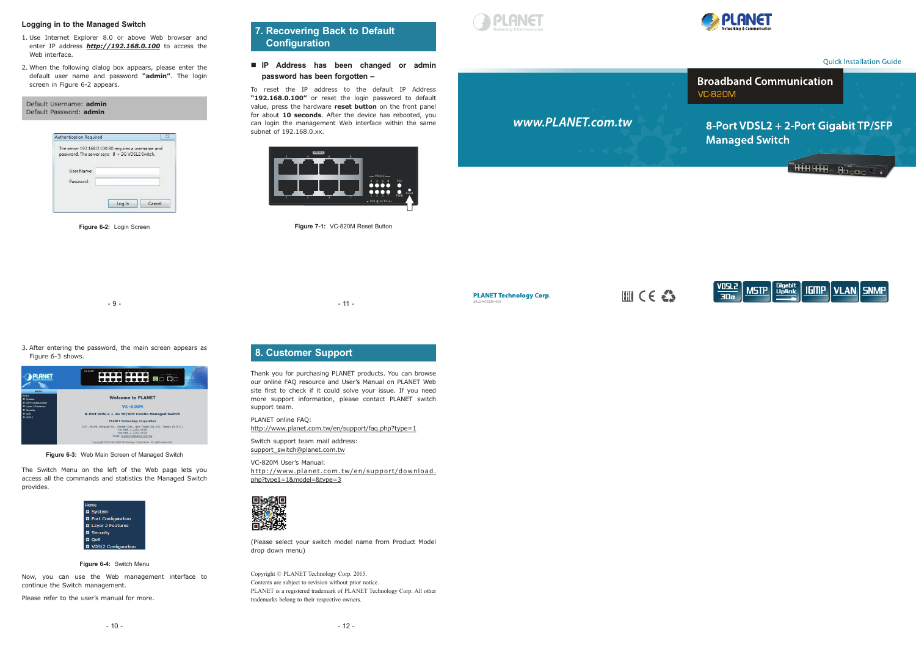### Logging in to the Managed Switch

1. Use Internet Explorer 8.0 or above Web browser and enter IP address ***http://192.168.0.100*** to access the Web interface.
2. When the following dialog box appears, please enter the default user name and password **"admin"**. The login screen in Figure 6-2 appears.

Default Username: **admin**
Default Password: **admin**

**Figure 6-2:** Login Screen

3. After entering the password, the main screen appears as Figure 6-3 shows.

**Figure 6-3:** Web Main Screen of Managed Switch

The Switch Menu on the left of the Web page lets you access all the commands and statistics the Managed Switch provides.

**Figure 6-4:** Switch Menu

Now, you can use the Web management interface to continue the Switch management.

Please refer to the user's manual for more.

## 7. Recovering Back to Default Configuration

■ **IP Address has been changed or admin password has been forgotten –**

To reset the IP address to the default IP Address **"192.168.0.100"** or reset the login password to default value, press the hardware **reset button** on the front panel for about **10 seconds**. After the device has rebooted, you can login the management Web interface within the same subnet of 192.168.0.xx.

**Figure 7-1:** VC-820M Reset Button

## 8. Customer Support

Thank you for purchasing PLANET products. You can browse our online FAQ resource and User's Manual on PLANET Web site first to check if it could solve your issue. If you need more support information, please contact PLANET switch support team.

PLANET online FAQ:
http://www.planet.com.tw/en/support/faq.php?type=1

Switch support team mail address:
support_switch@planet.com.tw

VC-820M User's Manual:
http://www.planet.com.tw/en/support/download.php?type1=1&model=&type=3

(Please select your switch model name from Product Model drop down menu)

Copyright © PLANET Technology Corp. 2015.
Contents are subject to revision without prior notice.
PLANET is a registered trademark of PLANET Technology Corp. All other trademarks belong to their respective owners.

PLANET Networking & Communication

Quick Installation Guide

**Broadband Communication**
VC-820M

www.PLANET.com.tw

**8-Port VDSL2 + 2-Port Gigabit TP/SFP Managed Switch**

PLANET Technology Corp.
2011-AC0230-000

VDSL2 30a | MSTP | Gigabit Uplink | IGMP | VLAN | SNMP